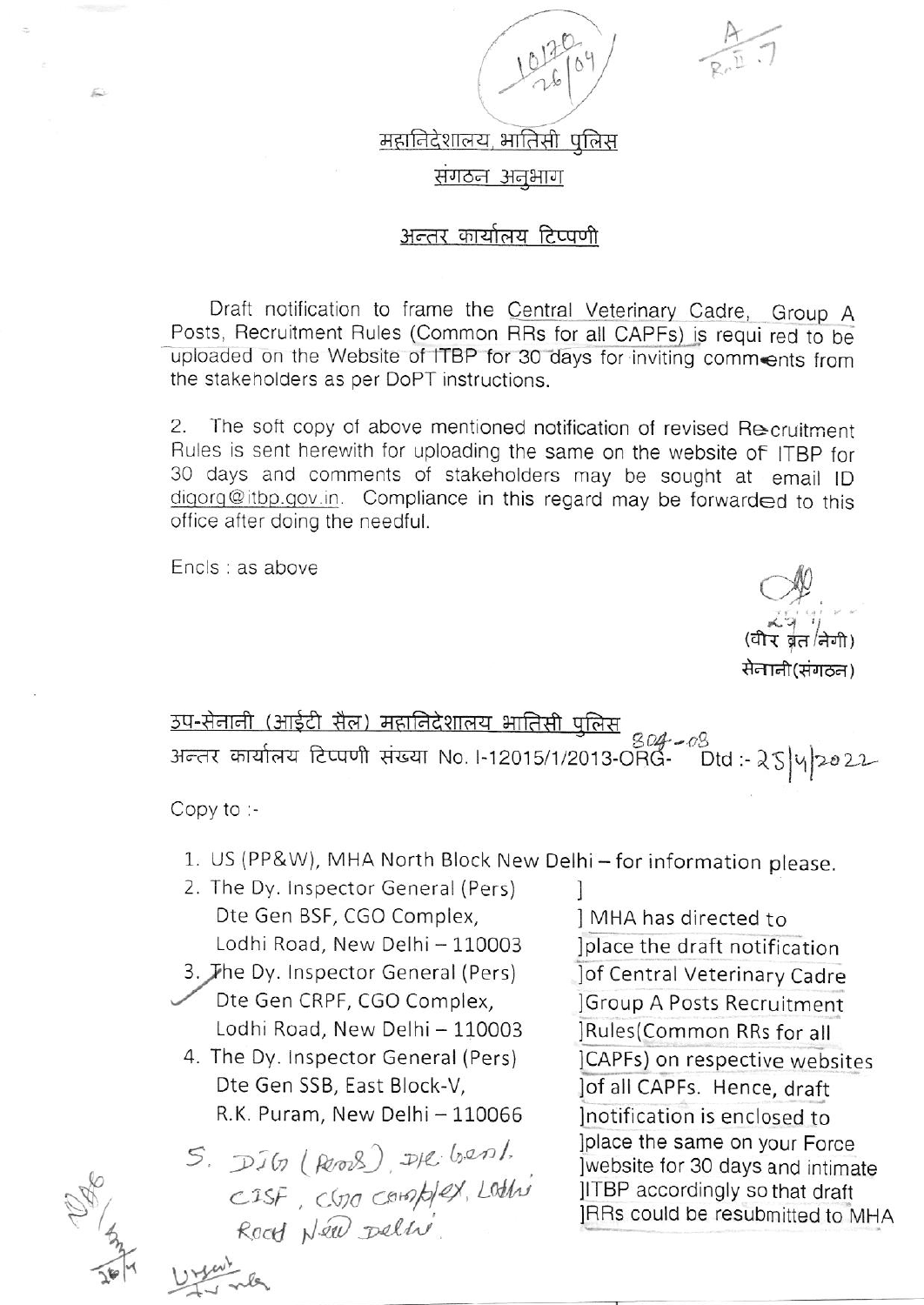10170
26/04

A
R-II-7

<u>महानिदेशालय, भातिसी पुलिस</u>

<u>संगठन अनुभाग</u>

<u>अन्तर कार्यालय टिप्पणी</u>

Draft notification to frame the Central Veterinary Cadre, Group A Posts, Recruitment Rules (Common RRs for all CAPFs) is required to be uploaded on the Website of ITBP for 30 days for inviting comments from the stakeholders as per DoPT instructions.

2. The soft copy of above mentioned notification of revised Recruitment Rules is sent herewith for uploading the same on the website of ITBP for 30 days and comments of stakeholders may be sought at email ID digorg@itbp.gov.in. Compliance in this regard may be forwarded to this office after doing the needful.

Encls : as above

(वीर ब्रत नेगी)
सेनानी(संगठन)

<u>उप-सेनानी (आईटी सैल) महानिदेशालय भातिसी पुलिस</u>

अन्तर कार्यालय टिप्पणी संख्या No. I-12015/1/2013-ORG- 804-08 Dtd :- 25/4/2022

Copy to :-

1. US (PP&W), MHA North Block New Delhi – for information please.
2. The Dy. Inspector General (Pers) Dte Gen BSF, CGO Complex, Lodhi Road, New Delhi – 110003
3. The Dy. Inspector General (Pers) Dte Gen CRPF, CGO Complex, Lodhi Road, New Delhi – 110003
4. The Dy. Inspector General (Pers) Dte Gen SSB, East Block-V, R.K. Puram, New Delhi – 110066
5. DIG (Pers), Dte. Genl. CISF, CGO Complex, Lodhi Road New Delhi.

] MHA has directed to ]place the draft notification ]of Central Veterinary Cadre ]Group A Posts Recruitment ]Rules(Common RRs for all ]CAPFs) on respective websites ]of all CAPFs. Hence, draft ]notification is enclosed to ]place the same on your Force ]website for 30 days and intimate ]ITBP accordingly so that draft ]RRs could be resubmitted to MHA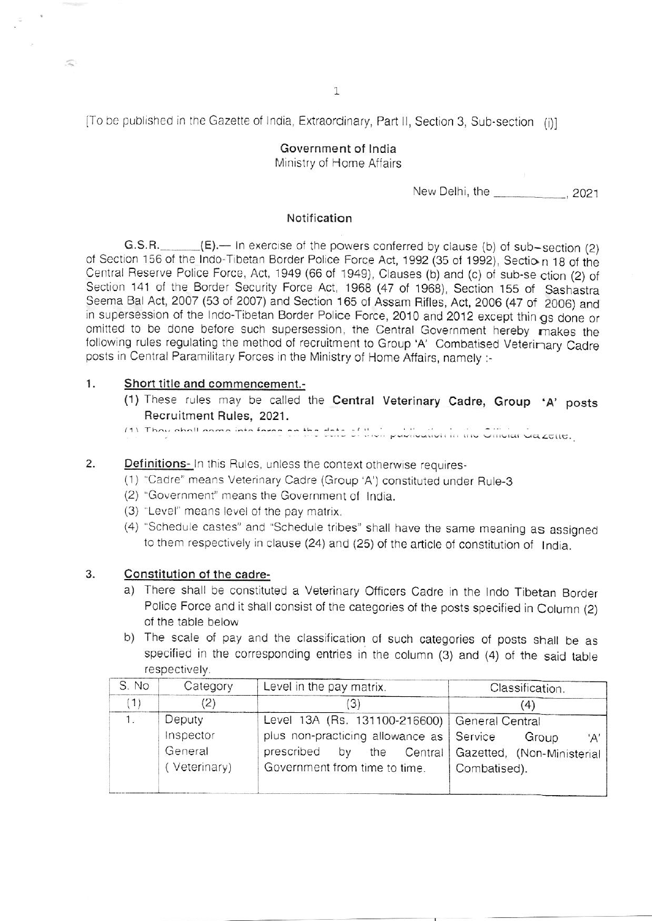[To be published in the Gazette of India, Extraordinary, Part II, Section 3, Sub-section (i)]

**Government of India**
Ministry of Home Affairs

New Delhi, the ___________, 2021

**Notification**

G.S.R.______(E).— In exercise of the powers conferred by clause (b) of sub-section (2) of Section 156 of the Indo-Tibetan Border Police Force Act, 1992 (35 of 1992), Section 18 of the Central Reserve Police Force, Act, 1949 (66 of 1949), Clauses (b) and (c) of sub-section (2) of Section 141 of the Border Security Force Act, 1968 (47 of 1968), Section 155 of Sashastra Seema Bal Act, 2007 (53 of 2007) and Section 165 of Assam Rifles, Act, 2006 (47 of 2006) and in supersession of the Indo-Tibetan Border Police Force, 2010 and 2012 except things done or omitted to be done before such supersession, the Central Government hereby makes the following rules regulating the method of recruitment to Group 'A' Combatised Veterinary Cadre posts in Central Paramilitary Forces in the Ministry of Home Affairs, namely :-

1. **Short title and commencement.-**
   (1) These rules may be called the **Central Veterinary Cadre, Group 'A' posts Recruitment Rules, 2021.**
   (1) They shall come into force on the date of their publication in the Official Gazette.

2. **Definitions-** In this Rules, unless the context otherwise requires-
   (1) "Cadre" means Veterinary Cadre (Group 'A') constituted under Rule-3
   (2) "Government" means the Government of India.
   (3) "Level" means level of the pay matrix.
   (4) "Schedule castes" and "Schedule tribes" shall have the same meaning as assigned to them respectively in clause (24) and (25) of the article of constitution of India.

3. **Constitution of the cadre-**
   a) There shall be constituted a Veterinary Officers Cadre in the Indo Tibetan Border Police Force and it shall consist of the categories of the posts specified in Column (2) of the table below
   b) The scale of pay and the classification of such categories of posts shall be as specified in the corresponding entries in the column (3) and (4) of the said table respectively.

| S. No | Category | Level in the pay matrix. | Classification. |
|---|---|---|---|
| (1) | (2) | (3) | (4) |
| 1. | Deputy Inspector General (Veterinary) | Level 13A (Rs. 131100-216600) plus non-practicing allowance as prescribed by the Central Government from time to time. | General Central Service Group 'A' Gazetted, (Non-Ministerial Combatised). |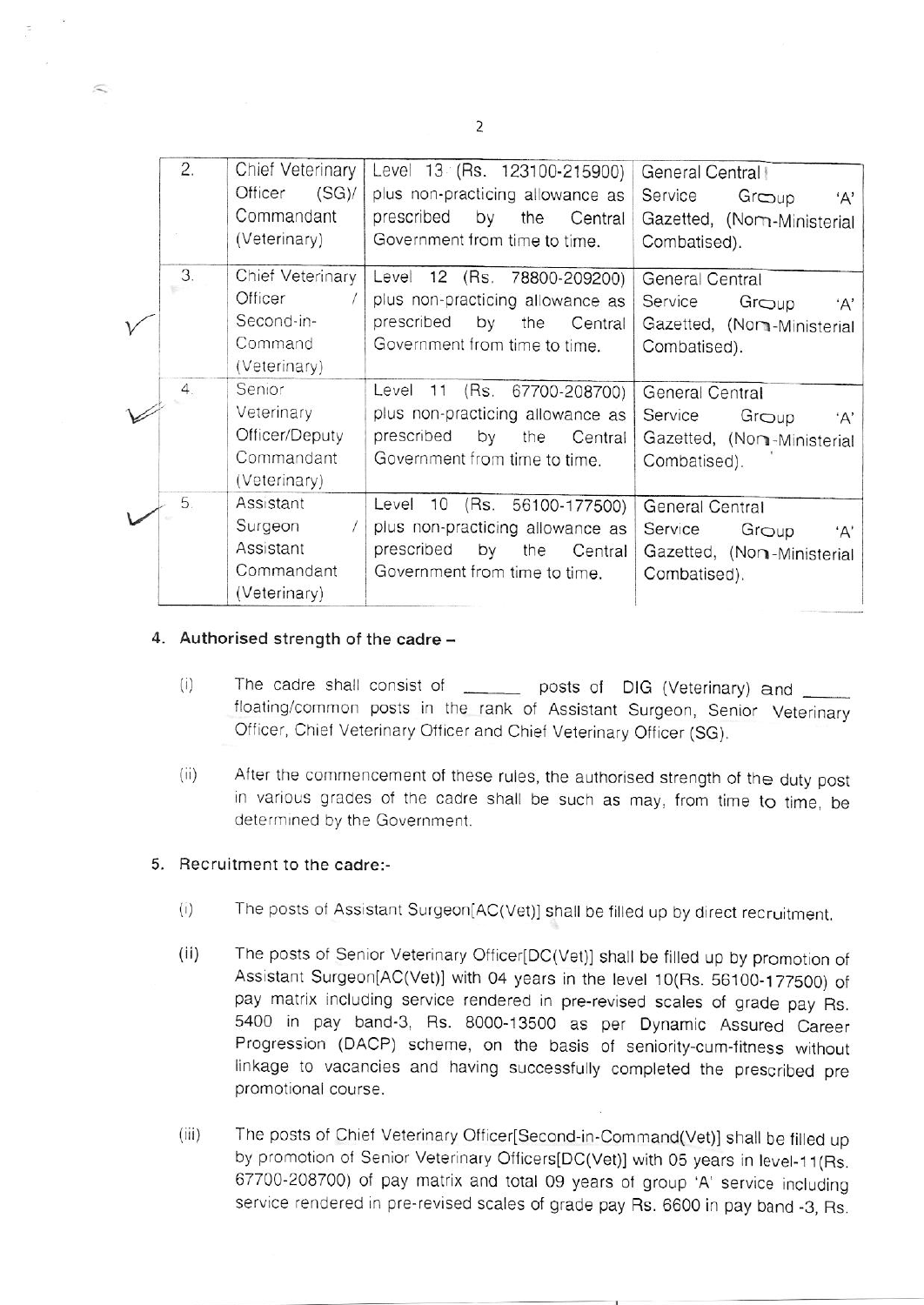| | | | |
|---|---|---|---|
| 2. | Chief Veterinary Officer (SG)/ Commandant (Veterinary) | Level 13 (Rs. 123100-215900) plus non-practicing allowance as prescribed by the Central Government from time to time. | General Central Service Group 'A' Gazetted, (Non-Ministerial Combatised). |
| 3. | Chief Veterinary Officer / Second-in-Command (Veterinary) | Level 12 (Rs. 78800-209200) plus non-practicing allowance as prescribed by the Central Government from time to time. | General Central Service Group 'A' Gazetted, (Non-Ministerial Combatised). |
| 4. | Senior Veterinary Officer/Deputy Commandant (Veterinary) | Level 11 (Rs. 67700-208700) plus non-practicing allowance as prescribed by the Central Government from time to time. | General Central Service Group 'A' Gazetted, (Non-Ministerial Combatised). |
| 5. | Assistant Surgeon / Assistant Commandant (Veterinary) | Level 10 (Rs. 56100-177500) plus non-practicing allowance as prescribed by the Central Government from time to time. | General Central Service Group 'A' Gazetted, (Non-Ministerial Combatised). |

4. **Authorised strength of the cadre –**

   (i) The cadre shall consist of ______ posts of DIG (Veterinary) and _____ floating/common posts in the rank of Assistant Surgeon, Senior Veterinary Officer, Chief Veterinary Officer and Chief Veterinary Officer (SG).

   (ii) After the commencement of these rules, the authorised strength of the duty post in various grades of the cadre shall be such as may, from time to time, be determined by the Government.

5. **Recruitment to the cadre:-**

   (i) The posts of Assistant Surgeon[AC(Vet)] shall be filled up by direct recruitment.

   (ii) The posts of Senior Veterinary Officer[DC(Vet)] shall be filled up by promotion of Assistant Surgeon[AC(Vet)] with 04 years in the level 10(Rs. 56100-177500) of pay matrix including service rendered in pre-revised scales of grade pay Rs. 5400 in pay band-3, Rs. 8000-13500 as per Dynamic Assured Career Progression (DACP) scheme, on the basis of seniority-cum-fitness without linkage to vacancies and having successfully completed the prescribed pre promotional course.

   (iii) The posts of Chief Veterinary Officer[Second-in-Command(Vet)] shall be filled up by promotion of Senior Veterinary Officers[DC(Vet)] with 05 years in level-11(Rs. 67700-208700) of pay matrix and total 09 years of group 'A' service including service rendered in pre-revised scales of grade pay Rs. 6600 in pay band -3, Rs.